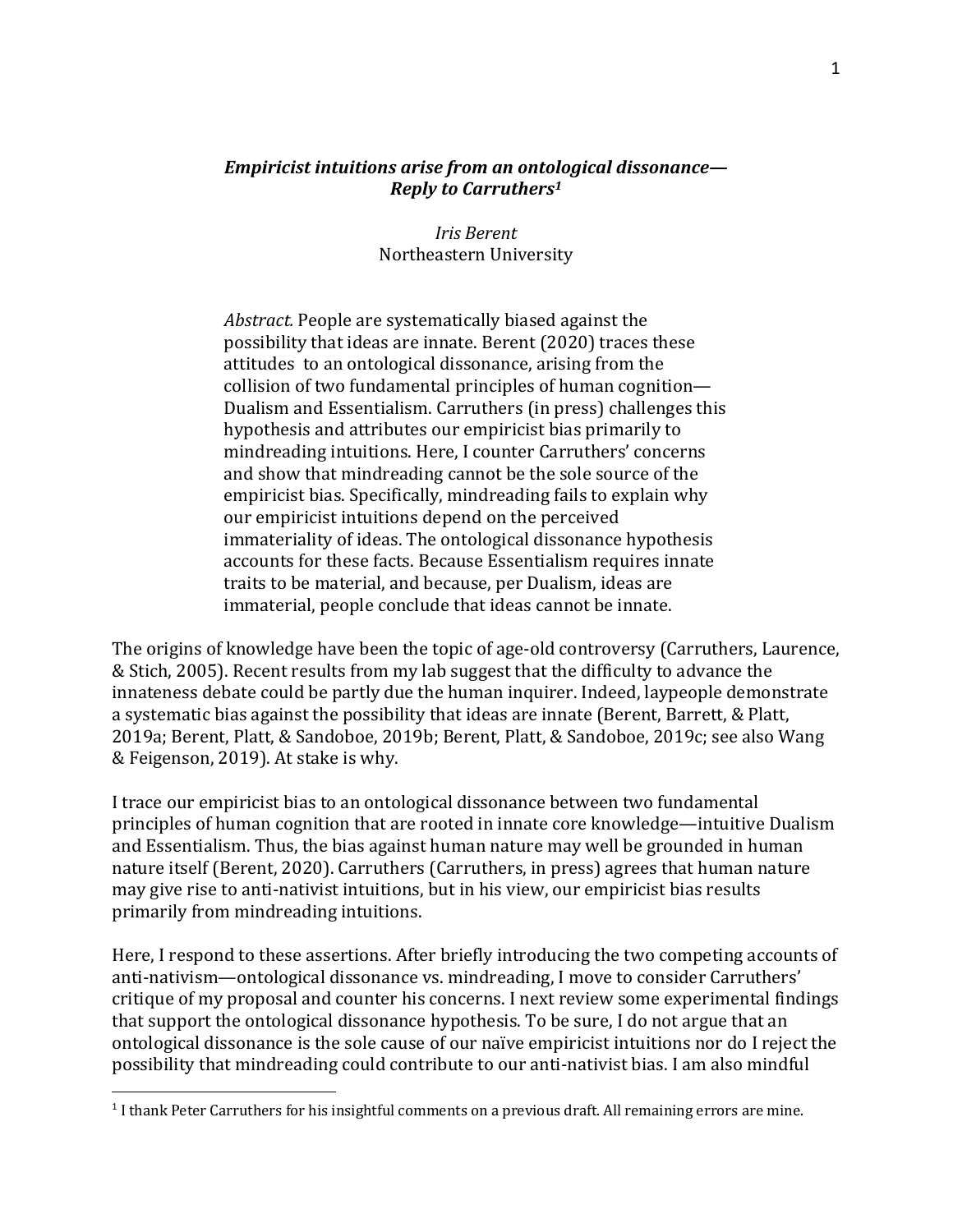# *Empiricist intuitions arise from an ontological dissonance— Reply to Carruthers*[1]

*Iris Berent*
Northeastern University

> *Abstract.* People are systematically biased against the possibility that ideas are innate. Berent (2020) traces these attitudes to an ontological dissonance, arising from the collision of two fundamental principles of human cognition—Dualism and Essentialism. Carruthers (in press) challenges this hypothesis and attributes our empiricist bias primarily to mindreading intuitions. Here, I counter Carruthers' concerns and show that mindreading cannot be the sole source of the empiricist bias. Specifically, mindreading fails to explain why our empiricist intuitions depend on the perceived immateriality of ideas. The ontological dissonance hypothesis accounts for these facts. Because Essentialism requires innate traits to be material, and because, per Dualism, ideas are immaterial, people conclude that ideas cannot be innate.

The origins of knowledge have been the topic of age-old controversy (Carruthers, Laurence, & Stich, 2005). Recent results from my lab suggest that the difficulty to advance the innateness debate could be partly due the human inquirer. Indeed, laypeople demonstrate a systematic bias against the possibility that ideas are innate (Berent, Barrett, & Platt, 2019a; Berent, Platt, & Sandoboe, 2019b; Berent, Platt, & Sandoboe, 2019c; see also Wang & Feigenson, 2019). At stake is why.

I trace our empiricist bias to an ontological dissonance between two fundamental principles of human cognition that are rooted in innate core knowledge—intuitive Dualism and Essentialism. Thus, the bias against human nature may well be grounded in human nature itself (Berent, 2020). Carruthers (Carruthers, in press) agrees that human nature may give rise to anti-nativist intuitions, but in his view, our empiricist bias results primarily from mindreading intuitions.

Here, I respond to these assertions. After briefly introducing the two competing accounts of anti-nativism—ontological dissonance vs. mindreading, I move to consider Carruthers' critique of my proposal and counter his concerns. I next review some experimental findings that support the ontological dissonance hypothesis. To be sure, I do not argue that an ontological dissonance is the sole cause of our naïve empiricist intuitions nor do I reject the possibility that mindreading could contribute to our anti-nativist bias. I am also mindful

[1] I thank Peter Carruthers for his insightful comments on a previous draft. All remaining errors are mine.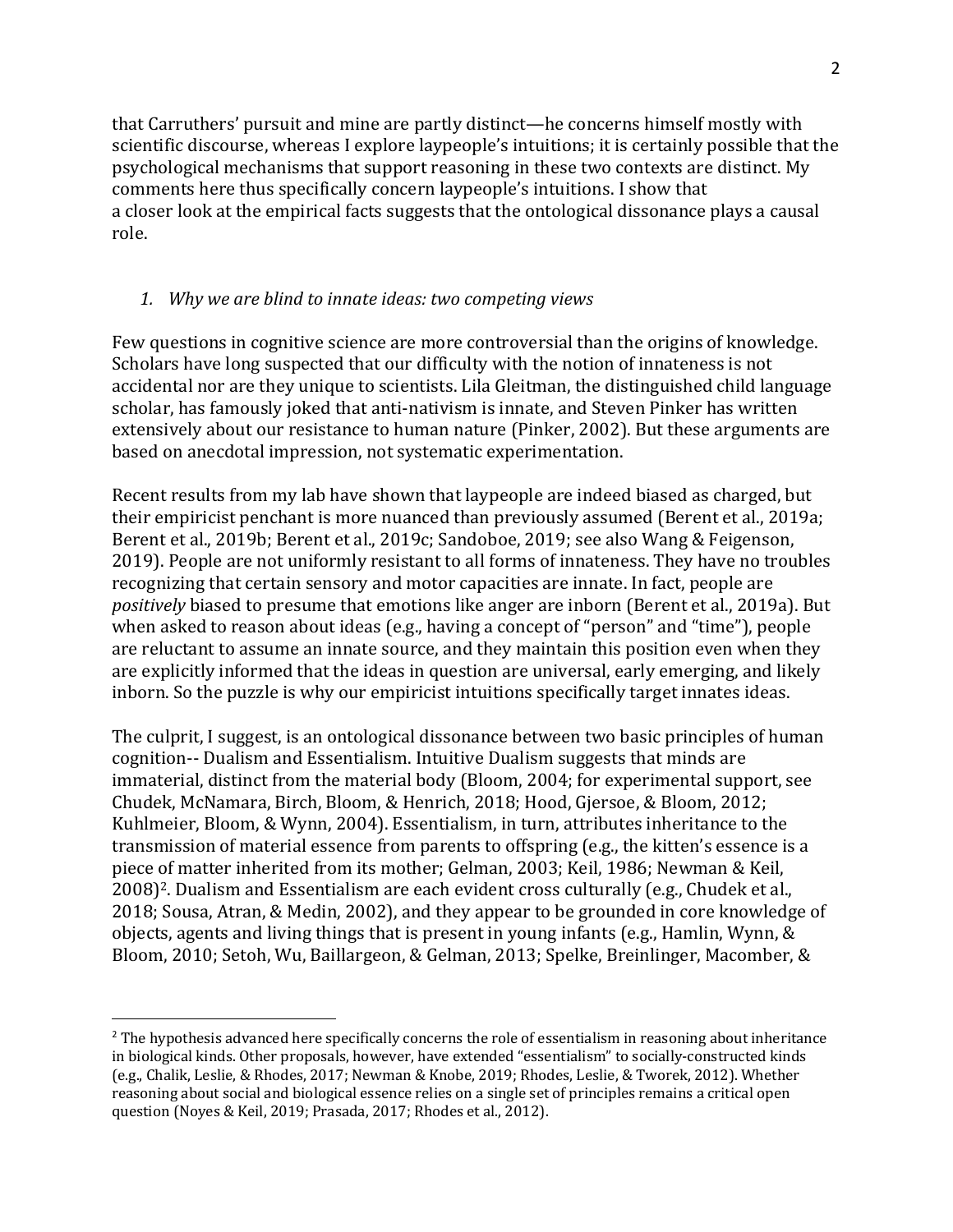that Carruthers' pursuit and mine are partly distinct—he concerns himself mostly with scientific discourse, whereas I explore laypeople's intuitions; it is certainly possible that the psychological mechanisms that support reasoning in these two contexts are distinct. My comments here thus specifically concern laypeople's intuitions. I show that a closer look at the empirical facts suggests that the ontological dissonance plays a causal role.

## *1. Why we are blind to innate ideas: two competing views*

Few questions in cognitive science are more controversial than the origins of knowledge. Scholars have long suspected that our difficulty with the notion of innateness is not accidental nor are they unique to scientists. Lila Gleitman, the distinguished child language scholar, has famously joked that anti-nativism is innate, and Steven Pinker has written extensively about our resistance to human nature (Pinker, 2002). But these arguments are based on anecdotal impression, not systematic experimentation.

Recent results from my lab have shown that laypeople are indeed biased as charged, but their empiricist penchant is more nuanced than previously assumed (Berent et al., 2019a; Berent et al., 2019b; Berent et al., 2019c; Sandoboe, 2019; see also Wang & Feigenson, 2019). People are not uniformly resistant to all forms of innateness. They have no troubles recognizing that certain sensory and motor capacities are innate. In fact, people are *positively* biased to presume that emotions like anger are inborn (Berent et al., 2019a). But when asked to reason about ideas (e.g., having a concept of "person" and "time"), people are reluctant to assume an innate source, and they maintain this position even when they are explicitly informed that the ideas in question are universal, early emerging, and likely inborn. So the puzzle is why our empiricist intuitions specifically target innates ideas.

The culprit, I suggest, is an ontological dissonance between two basic principles of human cognition-- Dualism and Essentialism. Intuitive Dualism suggests that minds are immaterial, distinct from the material body (Bloom, 2004; for experimental support, see Chudek, McNamara, Birch, Bloom, & Henrich, 2018; Hood, Gjersoe, & Bloom, 2012; Kuhlmeier, Bloom, & Wynn, 2004). Essentialism, in turn, attributes inheritance to the transmission of material essence from parents to offspring (e.g., the kitten's essence is a piece of matter inherited from its mother; Gelman, 2003; Keil, 1986; Newman & Keil, 2008)[2]. Dualism and Essentialism are each evident cross culturally (e.g., Chudek et al., 2018; Sousa, Atran, & Medin, 2002), and they appear to be grounded in core knowledge of objects, agents and living things that is present in young infants (e.g., Hamlin, Wynn, & Bloom, 2010; Setoh, Wu, Baillargeon, & Gelman, 2013; Spelke, Breinlinger, Macomber, &

[2] The hypothesis advanced here specifically concerns the role of essentialism in reasoning about inheritance in biological kinds. Other proposals, however, have extended "essentialism" to socially-constructed kinds (e.g., Chalik, Leslie, & Rhodes, 2017; Newman & Knobe, 2019; Rhodes, Leslie, & Tworek, 2012). Whether reasoning about social and biological essence relies on a single set of principles remains a critical open question (Noyes & Keil, 2019; Prasada, 2017; Rhodes et al., 2012).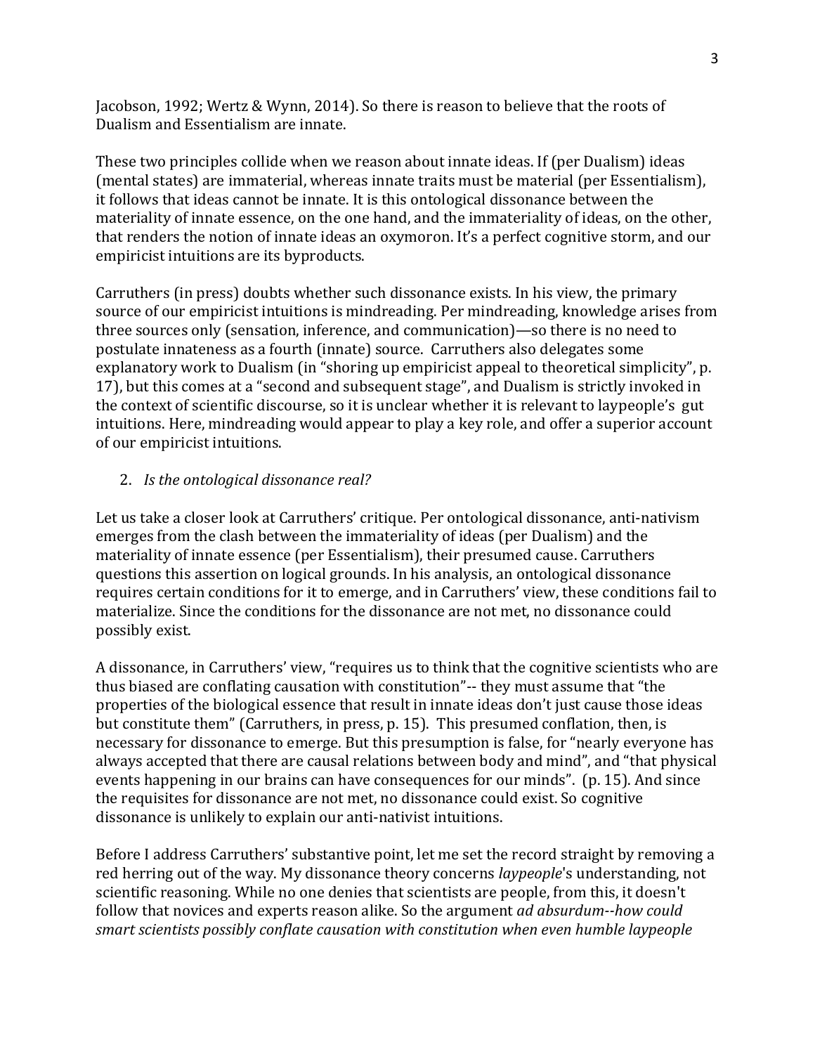Jacobson, 1992; Wertz & Wynn, 2014). So there is reason to believe that the roots of Dualism and Essentialism are innate.

These two principles collide when we reason about innate ideas. If (per Dualism) ideas (mental states) are immaterial, whereas innate traits must be material (per Essentialism), it follows that ideas cannot be innate. It is this ontological dissonance between the materiality of innate essence, on the one hand, and the immateriality of ideas, on the other, that renders the notion of innate ideas an oxymoron. It's a perfect cognitive storm, and our empiricist intuitions are its byproducts.

Carruthers (in press) doubts whether such dissonance exists. In his view, the primary source of our empiricist intuitions is mindreading. Per mindreading, knowledge arises from three sources only (sensation, inference, and communication)—so there is no need to postulate innateness as a fourth (innate) source. Carruthers also delegates some explanatory work to Dualism (in "shoring up empiricist appeal to theoretical simplicity", p. 17), but this comes at a "second and subsequent stage", and Dualism is strictly invoked in the context of scientific discourse, so it is unclear whether it is relevant to laypeople's gut intuitions. Here, mindreading would appear to play a key role, and offer a superior account of our empiricist intuitions.

## 2. *Is the ontological dissonance real?*

Let us take a closer look at Carruthers' critique. Per ontological dissonance, anti-nativism emerges from the clash between the immateriality of ideas (per Dualism) and the materiality of innate essence (per Essentialism), their presumed cause. Carruthers questions this assertion on logical grounds. In his analysis, an ontological dissonance requires certain conditions for it to emerge, and in Carruthers' view, these conditions fail to materialize. Since the conditions for the dissonance are not met, no dissonance could possibly exist.

A dissonance, in Carruthers' view, "requires us to think that the cognitive scientists who are thus biased are conflating causation with constitution"-- they must assume that "the properties of the biological essence that result in innate ideas don't just cause those ideas but constitute them" (Carruthers, in press, p. 15). This presumed conflation, then, is necessary for dissonance to emerge. But this presumption is false, for "nearly everyone has always accepted that there are causal relations between body and mind", and "that physical events happening in our brains can have consequences for our minds". (p. 15). And since the requisites for dissonance are not met, no dissonance could exist. So cognitive dissonance is unlikely to explain our anti-nativist intuitions.

Before I address Carruthers' substantive point, let me set the record straight by removing a red herring out of the way. My dissonance theory concerns *laypeople*'s understanding, not scientific reasoning. While no one denies that scientists are people, from this, it doesn't follow that novices and experts reason alike. So the argument *ad absurdum--how could smart scientists possibly conflate causation with constitution when even humble laypeople*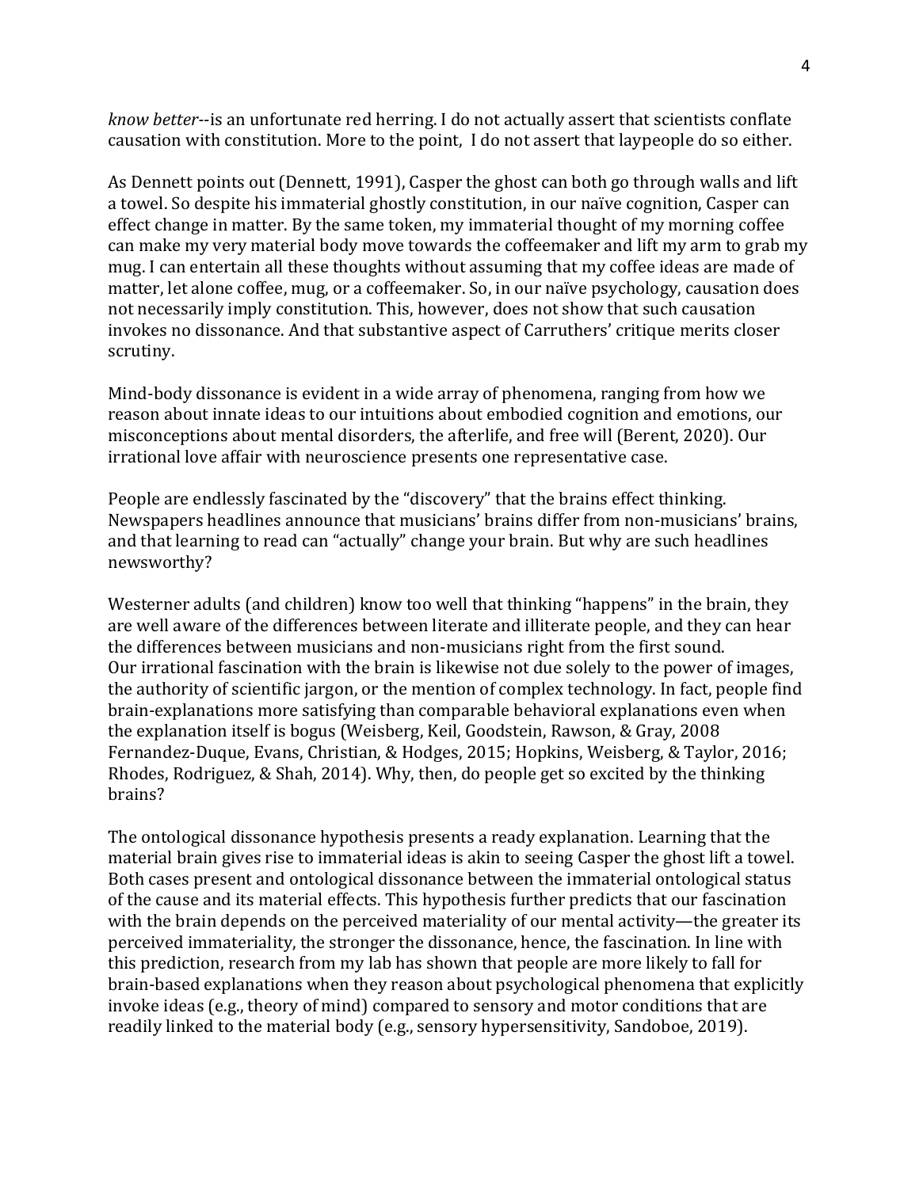*know better*--is an unfortunate red herring. I do not actually assert that scientists conflate causation with constitution. More to the point, I do not assert that laypeople do so either.

As Dennett points out (Dennett, 1991), Casper the ghost can both go through walls and lift a towel. So despite his immaterial ghostly constitution, in our naïve cognition, Casper can effect change in matter. By the same token, my immaterial thought of my morning coffee can make my very material body move towards the coffeemaker and lift my arm to grab my mug. I can entertain all these thoughts without assuming that my coffee ideas are made of matter, let alone coffee, mug, or a coffeemaker. So, in our naïve psychology, causation does not necessarily imply constitution. This, however, does not show that such causation invokes no dissonance. And that substantive aspect of Carruthers' critique merits closer scrutiny.

Mind-body dissonance is evident in a wide array of phenomena, ranging from how we reason about innate ideas to our intuitions about embodied cognition and emotions, our misconceptions about mental disorders, the afterlife, and free will (Berent, 2020). Our irrational love affair with neuroscience presents one representative case.

People are endlessly fascinated by the "discovery" that the brains effect thinking. Newspapers headlines announce that musicians' brains differ from non-musicians' brains, and that learning to read can "actually" change your brain. But why are such headlines newsworthy?

Westerner adults (and children) know too well that thinking "happens" in the brain, they are well aware of the differences between literate and illiterate people, and they can hear the differences between musicians and non-musicians right from the first sound. Our irrational fascination with the brain is likewise not due solely to the power of images, the authority of scientific jargon, or the mention of complex technology. In fact, people find brain-explanations more satisfying than comparable behavioral explanations even when the explanation itself is bogus (Weisberg, Keil, Goodstein, Rawson, & Gray, 2008 Fernandez-Duque, Evans, Christian, & Hodges, 2015; Hopkins, Weisberg, & Taylor, 2016; Rhodes, Rodriguez, & Shah, 2014). Why, then, do people get so excited by the thinking brains?

The ontological dissonance hypothesis presents a ready explanation. Learning that the material brain gives rise to immaterial ideas is akin to seeing Casper the ghost lift a towel. Both cases present and ontological dissonance between the immaterial ontological status of the cause and its material effects. This hypothesis further predicts that our fascination with the brain depends on the perceived materiality of our mental activity—the greater its perceived immateriality, the stronger the dissonance, hence, the fascination. In line with this prediction, research from my lab has shown that people are more likely to fall for brain-based explanations when they reason about psychological phenomena that explicitly invoke ideas (e.g., theory of mind) compared to sensory and motor conditions that are readily linked to the material body (e.g., sensory hypersensitivity, Sandoboe, 2019).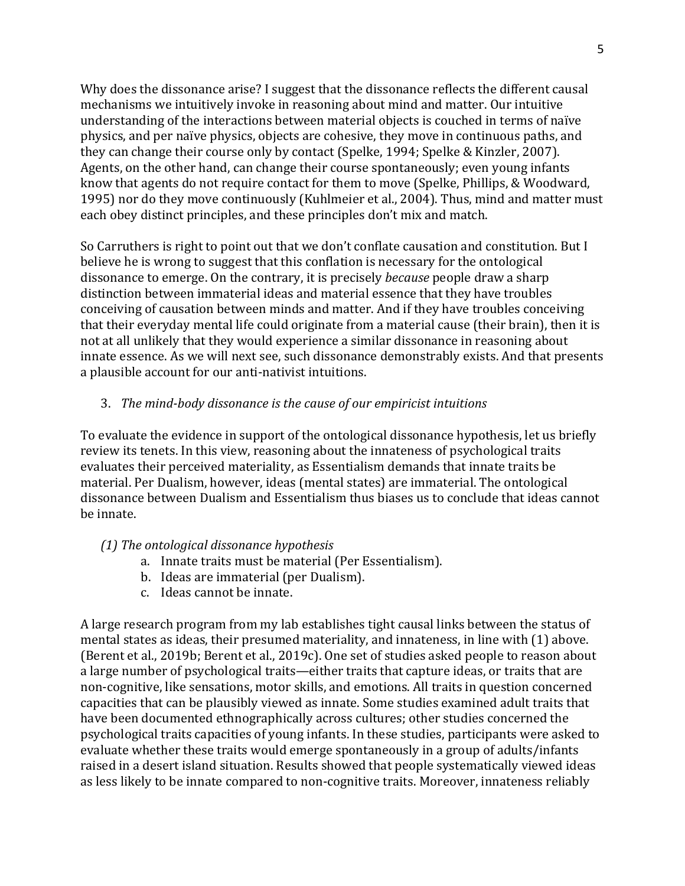Why does the dissonance arise? I suggest that the dissonance reflects the different causal mechanisms we intuitively invoke in reasoning about mind and matter. Our intuitive understanding of the interactions between material objects is couched in terms of naïve physics, and per naïve physics, objects are cohesive, they move in continuous paths, and they can change their course only by contact (Spelke, 1994; Spelke & Kinzler, 2007). Agents, on the other hand, can change their course spontaneously; even young infants know that agents do not require contact for them to move (Spelke, Phillips, & Woodward, 1995) nor do they move continuously (Kuhlmeier et al., 2004). Thus, mind and matter must each obey distinct principles, and these principles don't mix and match.

So Carruthers is right to point out that we don't conflate causation and constitution. But I believe he is wrong to suggest that this conflation is necessary for the ontological dissonance to emerge. On the contrary, it is precisely *because* people draw a sharp distinction between immaterial ideas and material essence that they have troubles conceiving of causation between minds and matter. And if they have troubles conceiving that their everyday mental life could originate from a material cause (their brain), then it is not at all unlikely that they would experience a similar dissonance in reasoning about innate essence. As we will next see, such dissonance demonstrably exists. And that presents a plausible account for our anti-nativist intuitions.

3. *The mind-body dissonance is the cause of our empiricist intuitions*

To evaluate the evidence in support of the ontological dissonance hypothesis, let us briefly review its tenets. In this view, reasoning about the innateness of psychological traits evaluates their perceived materiality, as Essentialism demands that innate traits be material. Per Dualism, however, ideas (mental states) are immaterial. The ontological dissonance between Dualism and Essentialism thus biases us to conclude that ideas cannot be innate.

*(1) The ontological dissonance hypothesis*

a. Innate traits must be material (Per Essentialism).
b. Ideas are immaterial (per Dualism).
c. Ideas cannot be innate.

A large research program from my lab establishes tight causal links between the status of mental states as ideas, their presumed materiality, and innateness, in line with (1) above. (Berent et al., 2019b; Berent et al., 2019c). One set of studies asked people to reason about a large number of psychological traits—either traits that capture ideas, or traits that are non-cognitive, like sensations, motor skills, and emotions. All traits in question concerned capacities that can be plausibly viewed as innate. Some studies examined adult traits that have been documented ethnographically across cultures; other studies concerned the psychological traits capacities of young infants. In these studies, participants were asked to evaluate whether these traits would emerge spontaneously in a group of adults/infants raised in a desert island situation. Results showed that people systematically viewed ideas as less likely to be innate compared to non-cognitive traits. Moreover, innateness reliably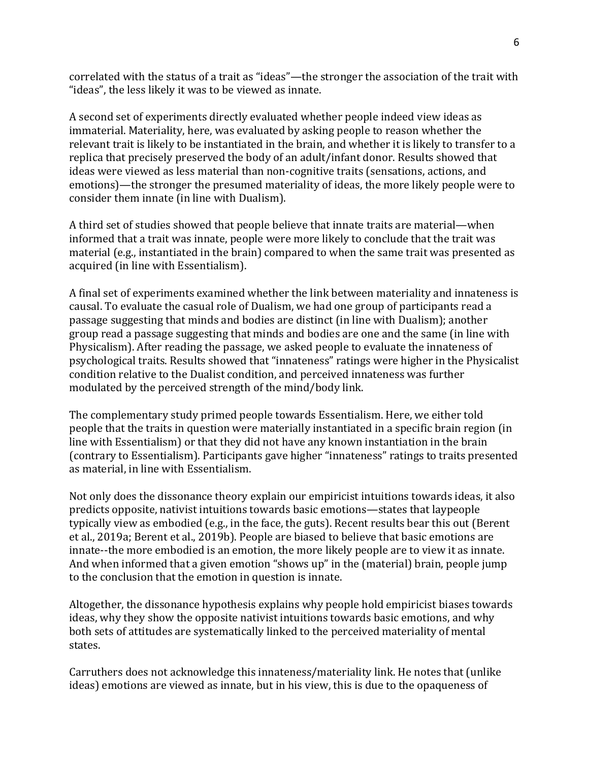correlated with the status of a trait as "ideas"—the stronger the association of the trait with "ideas", the less likely it was to be viewed as innate.

A second set of experiments directly evaluated whether people indeed view ideas as immaterial. Materiality, here, was evaluated by asking people to reason whether the relevant trait is likely to be instantiated in the brain, and whether it is likely to transfer to a replica that precisely preserved the body of an adult/infant donor. Results showed that ideas were viewed as less material than non-cognitive traits (sensations, actions, and emotions)—the stronger the presumed materiality of ideas, the more likely people were to consider them innate (in line with Dualism).

A third set of studies showed that people believe that innate traits are material—when informed that a trait was innate, people were more likely to conclude that the trait was material (e.g., instantiated in the brain) compared to when the same trait was presented as acquired (in line with Essentialism).

A final set of experiments examined whether the link between materiality and innateness is causal. To evaluate the casual role of Dualism, we had one group of participants read a passage suggesting that minds and bodies are distinct (in line with Dualism); another group read a passage suggesting that minds and bodies are one and the same (in line with Physicalism). After reading the passage, we asked people to evaluate the innateness of psychological traits. Results showed that "innateness" ratings were higher in the Physicalist condition relative to the Dualist condition, and perceived innateness was further modulated by the perceived strength of the mind/body link.

The complementary study primed people towards Essentialism. Here, we either told people that the traits in question were materially instantiated in a specific brain region (in line with Essentialism) or that they did not have any known instantiation in the brain (contrary to Essentialism). Participants gave higher "innateness" ratings to traits presented as material, in line with Essentialism.

Not only does the dissonance theory explain our empiricist intuitions towards ideas, it also predicts opposite, nativist intuitions towards basic emotions—states that laypeople typically view as embodied (e.g., in the face, the guts). Recent results bear this out (Berent et al., 2019a; Berent et al., 2019b). People are biased to believe that basic emotions are innate--the more embodied is an emotion, the more likely people are to view it as innate. And when informed that a given emotion "shows up" in the (material) brain, people jump to the conclusion that the emotion in question is innate.

Altogether, the dissonance hypothesis explains why people hold empiricist biases towards ideas, why they show the opposite nativist intuitions towards basic emotions, and why both sets of attitudes are systematically linked to the perceived materiality of mental states.

Carruthers does not acknowledge this innateness/materiality link. He notes that (unlike ideas) emotions are viewed as innate, but in his view, this is due to the opaqueness of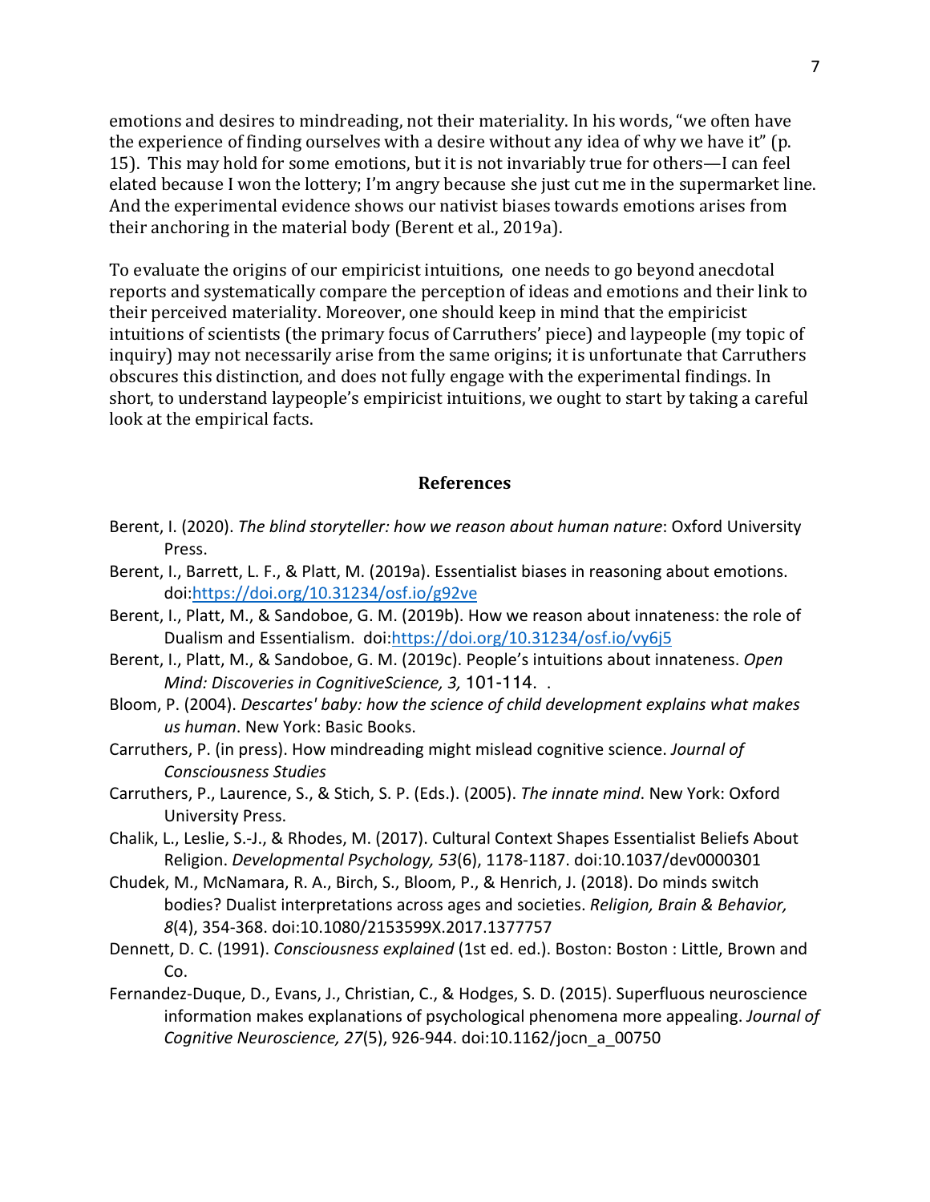emotions and desires to mindreading, not their materiality. In his words, "we often have the experience of finding ourselves with a desire without any idea of why we have it" (p. 15). This may hold for some emotions, but it is not invariably true for others—I can feel elated because I won the lottery; I'm angry because she just cut me in the supermarket line. And the experimental evidence shows our nativist biases towards emotions arises from their anchoring in the material body (Berent et al., 2019a).

To evaluate the origins of our empiricist intuitions, one needs to go beyond anecdotal reports and systematically compare the perception of ideas and emotions and their link to their perceived materiality. Moreover, one should keep in mind that the empiricist intuitions of scientists (the primary focus of Carruthers' piece) and laypeople (my topic of inquiry) may not necessarily arise from the same origins; it is unfortunate that Carruthers obscures this distinction, and does not fully engage with the experimental findings. In short, to understand laypeople's empiricist intuitions, we ought to start by taking a careful look at the empirical facts.

## References

Berent, I. (2020). *The blind storyteller: how we reason about human nature*: Oxford University Press.

Berent, I., Barrett, L. F., & Platt, M. (2019a). Essentialist biases in reasoning about emotions. doi:https://doi.org/10.31234/osf.io/g92ve

Berent, I., Platt, M., & Sandoboe, G. M. (2019b). How we reason about innateness: the role of Dualism and Essentialism. doi:https://doi.org/10.31234/osf.io/vy6j5

Berent, I., Platt, M., & Sandoboe, G. M. (2019c). People's intuitions about innateness. *Open Mind: Discoveries in CognitiveScience, 3,* 101-114. .

Bloom, P. (2004). *Descartes' baby: how the science of child development explains what makes us human*. New York: Basic Books.

Carruthers, P. (in press). How mindreading might mislead cognitive science. *Journal of Consciousness Studies*

Carruthers, P., Laurence, S., & Stich, S. P. (Eds.). (2005). *The innate mind*. New York: Oxford University Press.

Chalik, L., Leslie, S.-J., & Rhodes, M. (2017). Cultural Context Shapes Essentialist Beliefs About Religion. *Developmental Psychology, 53*(6), 1178-1187. doi:10.1037/dev0000301

Chudek, M., McNamara, R. A., Birch, S., Bloom, P., & Henrich, J. (2018). Do minds switch bodies? Dualist interpretations across ages and societies. *Religion, Brain & Behavior, 8*(4), 354-368. doi:10.1080/2153599X.2017.1377757

Dennett, D. C. (1991). *Consciousness explained* (1st ed. ed.). Boston: Boston : Little, Brown and Co.

Fernandez-Duque, D., Evans, J., Christian, C., & Hodges, S. D. (2015). Superfluous neuroscience information makes explanations of psychological phenomena more appealing. *Journal of Cognitive Neuroscience, 27*(5), 926-944. doi:10.1162/jocn_a_00750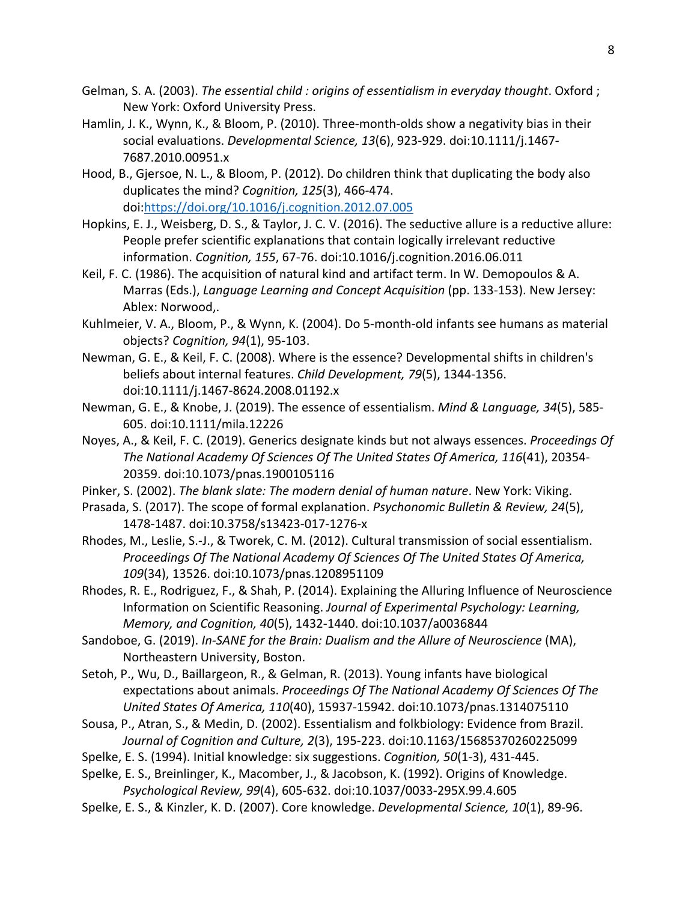Gelman, S. A. (2003). *The essential child : origins of essentialism in everyday thought*. Oxford ; New York: Oxford University Press.

Hamlin, J. K., Wynn, K., & Bloom, P. (2010). Three-month-olds show a negativity bias in their social evaluations. *Developmental Science, 13*(6), 923-929. doi:10.1111/j.1467-7687.2010.00951.x

Hood, B., Gjersoe, N. L., & Bloom, P. (2012). Do children think that duplicating the body also duplicates the mind? *Cognition, 125*(3), 466-474. doi:https://doi.org/10.1016/j.cognition.2012.07.005

Hopkins, E. J., Weisberg, D. S., & Taylor, J. C. V. (2016). The seductive allure is a reductive allure: People prefer scientific explanations that contain logically irrelevant reductive information. *Cognition, 155*, 67-76. doi:10.1016/j.cognition.2016.06.011

Keil, F. C. (1986). The acquisition of natural kind and artifact term. In W. Demopoulos & A. Marras (Eds.), *Language Learning and Concept Acquisition* (pp. 133-153). New Jersey: Ablex: Norwood,.

Kuhlmeier, V. A., Bloom, P., & Wynn, K. (2004). Do 5-month-old infants see humans as material objects? *Cognition, 94*(1), 95-103.

Newman, G. E., & Keil, F. C. (2008). Where is the essence? Developmental shifts in children's beliefs about internal features. *Child Development, 79*(5), 1344-1356. doi:10.1111/j.1467-8624.2008.01192.x

Newman, G. E., & Knobe, J. (2019). The essence of essentialism. *Mind & Language, 34*(5), 585-605. doi:10.1111/mila.12226

Noyes, A., & Keil, F. C. (2019). Generics designate kinds but not always essences. *Proceedings Of The National Academy Of Sciences Of The United States Of America, 116*(41), 20354-20359. doi:10.1073/pnas.1900105116

Pinker, S. (2002). *The blank slate: The modern denial of human nature*. New York: Viking.

Prasada, S. (2017). The scope of formal explanation. *Psychonomic Bulletin & Review, 24*(5), 1478-1487. doi:10.3758/s13423-017-1276-x

Rhodes, M., Leslie, S.-J., & Tworek, C. M. (2012). Cultural transmission of social essentialism. *Proceedings Of The National Academy Of Sciences Of The United States Of America, 109*(34), 13526. doi:10.1073/pnas.1208951109

Rhodes, R. E., Rodriguez, F., & Shah, P. (2014). Explaining the Alluring Influence of Neuroscience Information on Scientific Reasoning. *Journal of Experimental Psychology: Learning, Memory, and Cognition, 40*(5), 1432-1440. doi:10.1037/a0036844

Sandoboe, G. (2019). *In-SANE for the Brain: Dualism and the Allure of Neuroscience* (MA), Northeastern University, Boston.

Setoh, P., Wu, D., Baillargeon, R., & Gelman, R. (2013). Young infants have biological expectations about animals. *Proceedings Of The National Academy Of Sciences Of The United States Of America, 110*(40), 15937-15942. doi:10.1073/pnas.1314075110

Sousa, P., Atran, S., & Medin, D. (2002). Essentialism and folkbiology: Evidence from Brazil. *Journal of Cognition and Culture, 2*(3), 195-223. doi:10.1163/15685370260225099

Spelke, E. S. (1994). Initial knowledge: six suggestions. *Cognition, 50*(1-3), 431-445.

Spelke, E. S., Breinlinger, K., Macomber, J., & Jacobson, K. (1992). Origins of Knowledge. *Psychological Review, 99*(4), 605-632. doi:10.1037/0033-295X.99.4.605

Spelke, E. S., & Kinzler, K. D. (2007). Core knowledge. *Developmental Science, 10*(1), 89-96.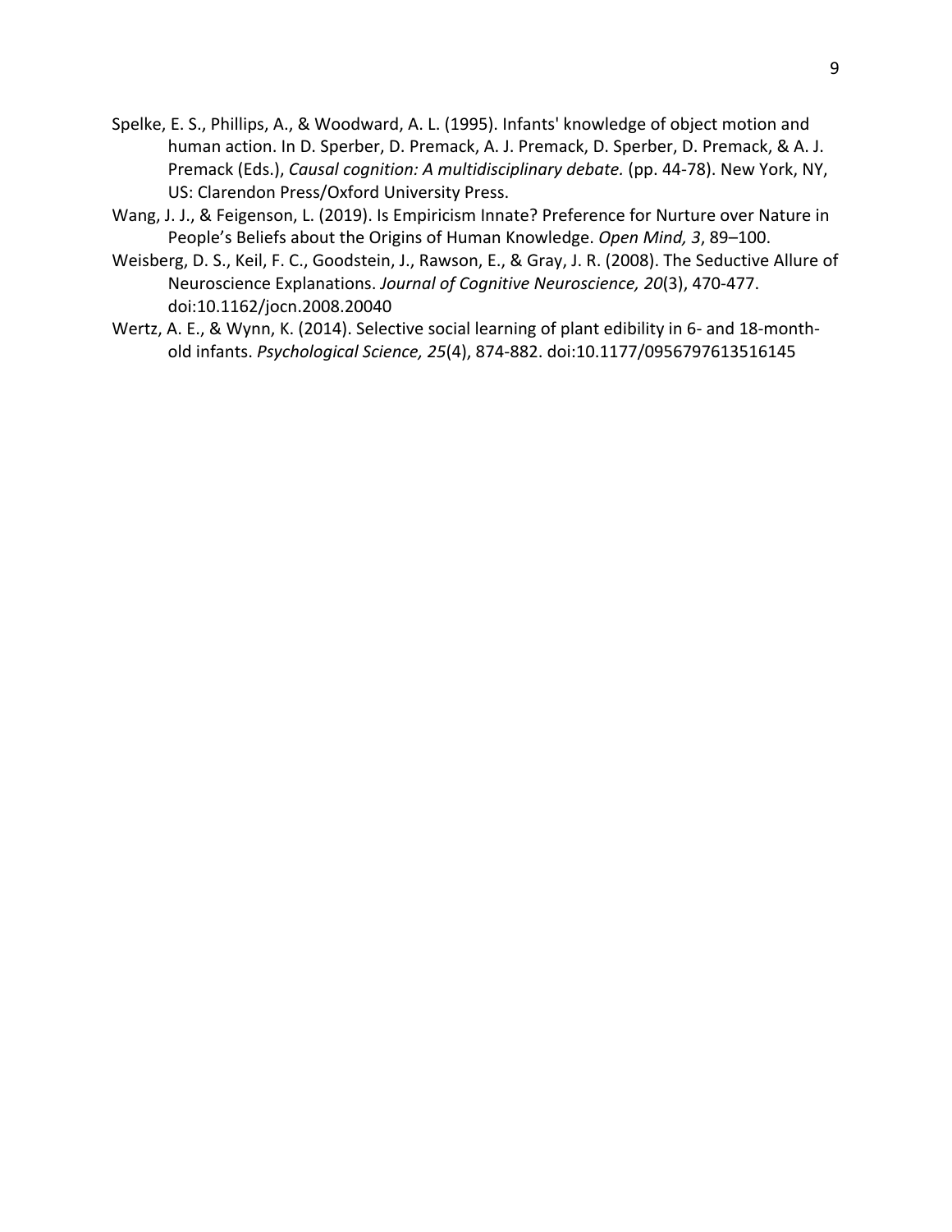Spelke, E. S., Phillips, A., & Woodward, A. L. (1995). Infants' knowledge of object motion and human action. In D. Sperber, D. Premack, A. J. Premack, D. Sperber, D. Premack, & A. J. Premack (Eds.), *Causal cognition: A multidisciplinary debate.* (pp. 44-78). New York, NY, US: Clarendon Press/Oxford University Press.

Wang, J. J., & Feigenson, L. (2019). Is Empiricism Innate? Preference for Nurture over Nature in People's Beliefs about the Origins of Human Knowledge. *Open Mind, 3*, 89–100.

Weisberg, D. S., Keil, F. C., Goodstein, J., Rawson, E., & Gray, J. R. (2008). The Seductive Allure of Neuroscience Explanations. *Journal of Cognitive Neuroscience, 20*(3), 470-477. doi:10.1162/jocn.2008.20040

Wertz, A. E., & Wynn, K. (2014). Selective social learning of plant edibility in 6- and 18-month-old infants. *Psychological Science, 25*(4), 874-882. doi:10.1177/0956797613516145